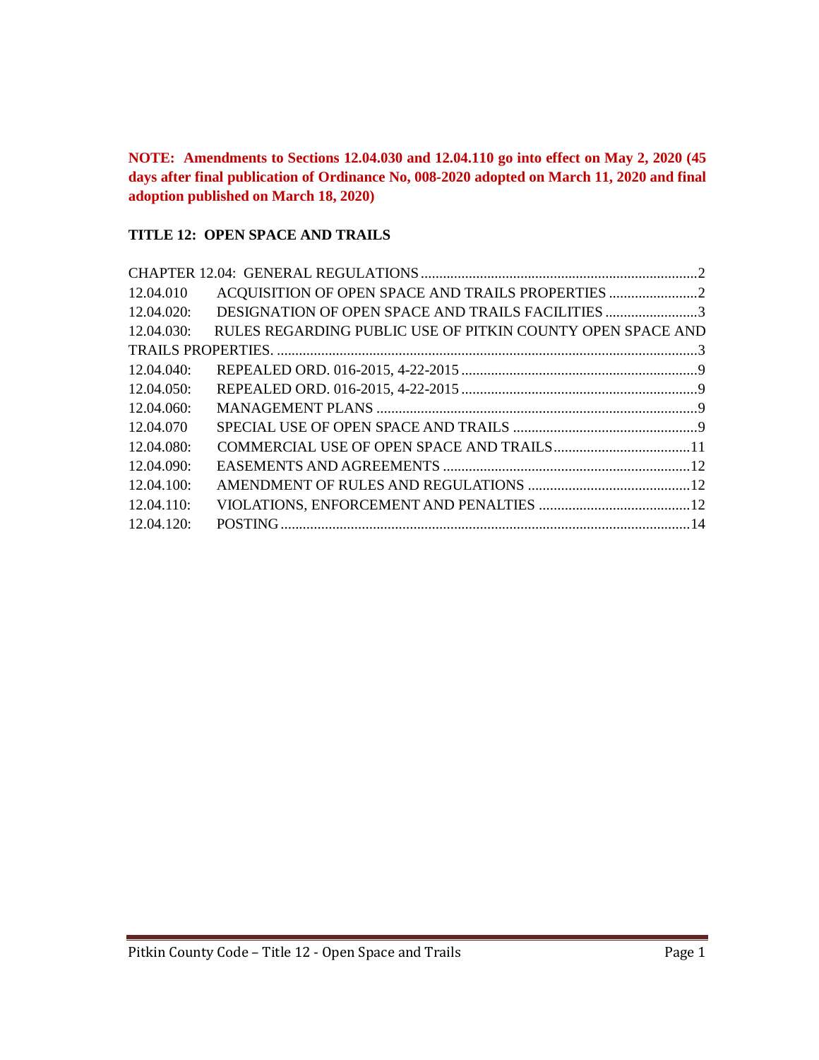**NOTE: Amendments to Sections 12.04.030 and 12.04.110 go into effect on May 2, 2020 (45 days after final publication of Ordinance No, 008-2020 adopted on March 11, 2020 and final adoption published on March 18, 2020)**

## TITLE 12: OPEN SPACE AND TRAILS

CHAPTER 12.04: GENERAL REGULATIONS .......... 2

12.04.010 ACQUISITION OF OPEN SPACE AND TRAILS PROPERTIES .......... 2

12.04.020: DESIGNATION OF OPEN SPACE AND TRAILS FACILITIES .......... 3

12.04.030: RULES REGARDING PUBLIC USE OF PITKIN COUNTY OPEN SPACE AND TRAILS PROPERTIES. .......... 3

12.04.040: REPEALED ORD. 016-2015, 4-22-2015 .......... 9

12.04.050: REPEALED ORD. 016-2015, 4-22-2015 .......... 9

12.04.060: MANAGEMENT PLANS .......... 9

12.04.070 SPECIAL USE OF OPEN SPACE AND TRAILS .......... 9

12.04.080: COMMERCIAL USE OF OPEN SPACE AND TRAILS .......... 11

12.04.090: EASEMENTS AND AGREEMENTS .......... 12

12.04.100: AMENDMENT OF RULES AND REGULATIONS .......... 12

12.04.110: VIOLATIONS, ENFORCEMENT AND PENALTIES .......... 12

12.04.120: POSTING .......... 14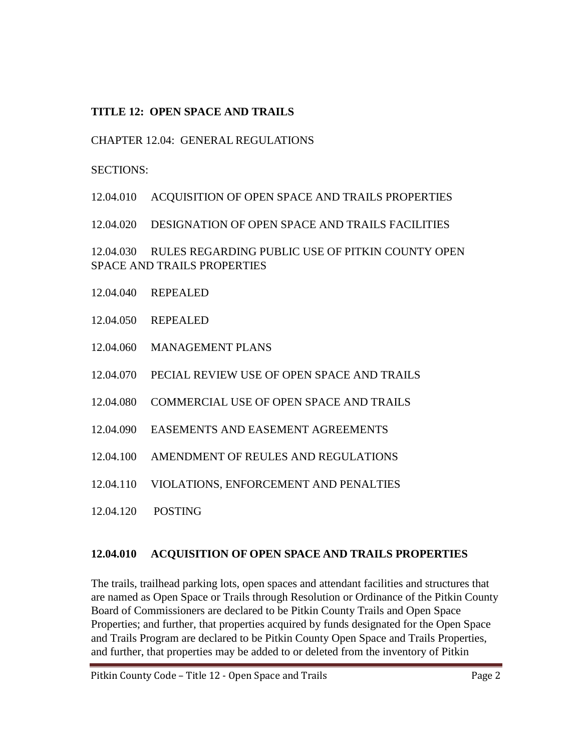# TITLE 12: OPEN SPACE AND TRAILS

CHAPTER 12.04: GENERAL REGULATIONS

SECTIONS:

12.04.010 ACQUISITION OF OPEN SPACE AND TRAILS PROPERTIES

12.04.020 DESIGNATION OF OPEN SPACE AND TRAILS FACILITIES

12.04.030 RULES REGARDING PUBLIC USE OF PITKIN COUNTY OPEN SPACE AND TRAILS PROPERTIES

12.04.040 REPEALED

12.04.050 REPEALED

12.04.060 MANAGEMENT PLANS

12.04.070 PECIAL REVIEW USE OF OPEN SPACE AND TRAILS

12.04.080 COMMERCIAL USE OF OPEN SPACE AND TRAILS

12.04.090 EASEMENTS AND EASEMENT AGREEMENTS

12.04.100 AMENDMENT OF REULES AND REGULATIONS

12.04.110 VIOLATIONS, ENFORCEMENT AND PENALTIES

12.04.120 POSTING

## 12.04.010 ACQUISITION OF OPEN SPACE AND TRAILS PROPERTIES

The trails, trailhead parking lots, open spaces and attendant facilities and structures that are named as Open Space or Trails through Resolution or Ordinance of the Pitkin County Board of Commissioners are declared to be Pitkin County Trails and Open Space Properties; and further, that properties acquired by funds designated for the Open Space and Trails Program are declared to be Pitkin County Open Space and Trails Properties, and further, that properties may be added to or deleted from the inventory of Pitkin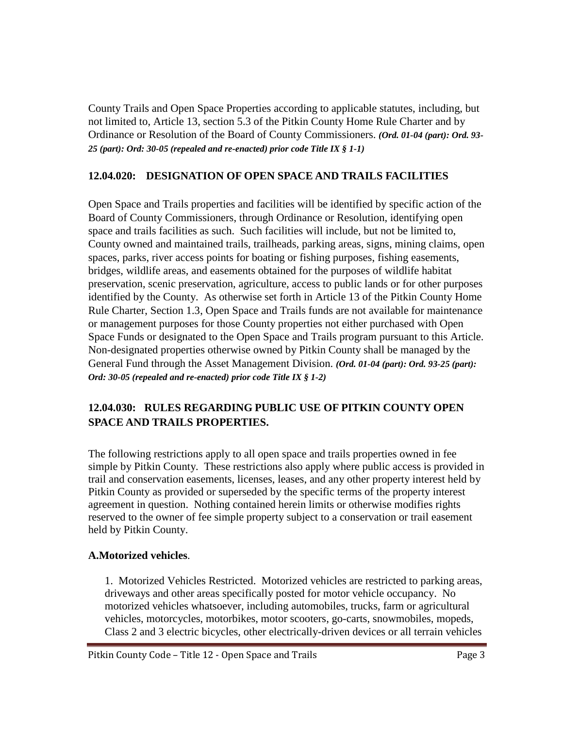County Trails and Open Space Properties according to applicable statutes, including, but not limited to, Article 13, section 5.3 of the Pitkin County Home Rule Charter and by Ordinance or Resolution of the Board of County Commissioners. ***(Ord. 01-04 (part): Ord. 93-25 (part): Ord: 30-05 (repealed and re-enacted) prior code Title IX § 1-1)***

## 12.04.020: DESIGNATION OF OPEN SPACE AND TRAILS FACILITIES

Open Space and Trails properties and facilities will be identified by specific action of the Board of County Commissioners, through Ordinance or Resolution, identifying open space and trails facilities as such. Such facilities will include, but not be limited to, County owned and maintained trails, trailheads, parking areas, signs, mining claims, open spaces, parks, river access points for boating or fishing purposes, fishing easements, bridges, wildlife areas, and easements obtained for the purposes of wildlife habitat preservation, scenic preservation, agriculture, access to public lands or for other purposes identified by the County. As otherwise set forth in Article 13 of the Pitkin County Home Rule Charter, Section 1.3, Open Space and Trails funds are not available for maintenance or management purposes for those County properties not either purchased with Open Space Funds or designated to the Open Space and Trails program pursuant to this Article. Non-designated properties otherwise owned by Pitkin County shall be managed by the General Fund through the Asset Management Division. ***(Ord. 01-04 (part): Ord. 93-25 (part): Ord: 30-05 (repealed and re-enacted) prior code Title IX § 1-2)***

## 12.04.030: RULES REGARDING PUBLIC USE OF PITKIN COUNTY OPEN SPACE AND TRAILS PROPERTIES.

The following restrictions apply to all open space and trails properties owned in fee simple by Pitkin County. These restrictions also apply where public access is provided in trail and conservation easements, licenses, leases, and any other property interest held by Pitkin County as provided or superseded by the specific terms of the property interest agreement in question. Nothing contained herein limits or otherwise modifies rights reserved to the owner of fee simple property subject to a conservation or trail easement held by Pitkin County.

**A.Motorized vehicles**.

1. Motorized Vehicles Restricted. Motorized vehicles are restricted to parking areas, driveways and other areas specifically posted for motor vehicle occupancy. No motorized vehicles whatsoever, including automobiles, trucks, farm or agricultural vehicles, motorcycles, motorbikes, motor scooters, go-carts, snowmobiles, mopeds, Class 2 and 3 electric bicycles, other electrically-driven devices or all terrain vehicles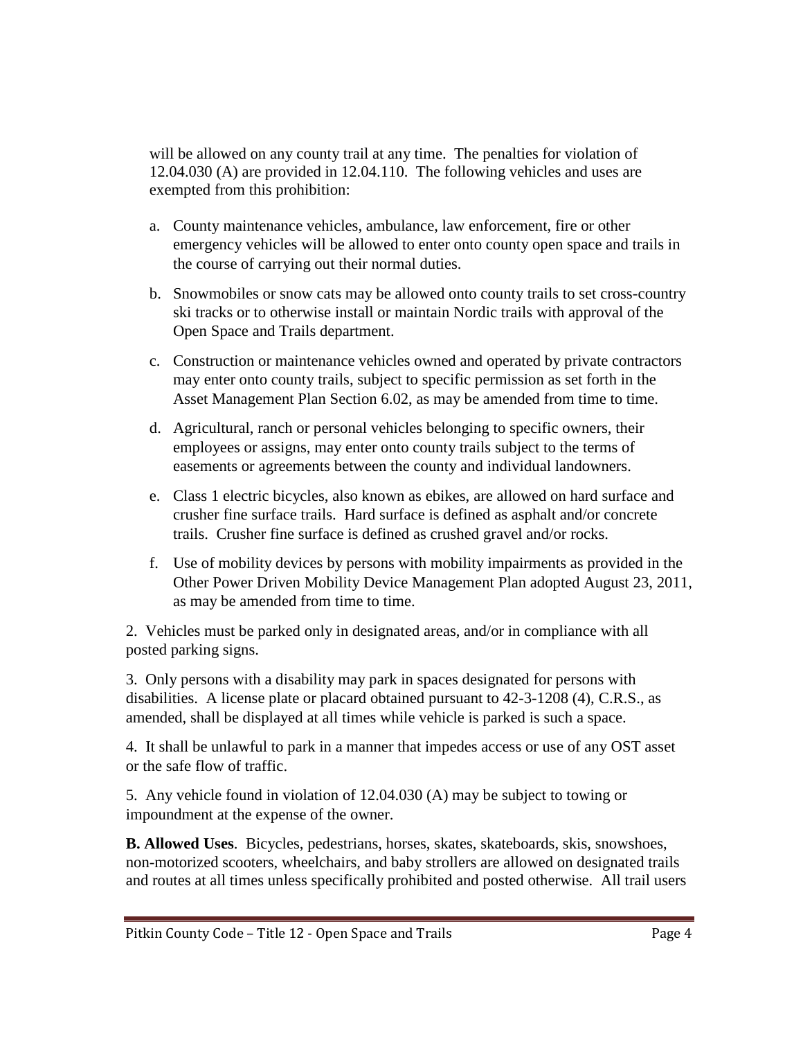will be allowed on any county trail at any time. The penalties for violation of 12.04.030 (A) are provided in 12.04.110. The following vehicles and uses are exempted from this prohibition:

a. County maintenance vehicles, ambulance, law enforcement, fire or other emergency vehicles will be allowed to enter onto county open space and trails in the course of carrying out their normal duties.

b. Snowmobiles or snow cats may be allowed onto county trails to set cross-country ski tracks or to otherwise install or maintain Nordic trails with approval of the Open Space and Trails department.

c. Construction or maintenance vehicles owned and operated by private contractors may enter onto county trails, subject to specific permission as set forth in the Asset Management Plan Section 6.02, as may be amended from time to time.

d. Agricultural, ranch or personal vehicles belonging to specific owners, their employees or assigns, may enter onto county trails subject to the terms of easements or agreements between the county and individual landowners.

e. Class 1 electric bicycles, also known as ebikes, are allowed on hard surface and crusher fine surface trails. Hard surface is defined as asphalt and/or concrete trails. Crusher fine surface is defined as crushed gravel and/or rocks.

f. Use of mobility devices by persons with mobility impairments as provided in the Other Power Driven Mobility Device Management Plan adopted August 23, 2011, as may be amended from time to time.

2. Vehicles must be parked only in designated areas, and/or in compliance with all posted parking signs.

3. Only persons with a disability may park in spaces designated for persons with disabilities. A license plate or placard obtained pursuant to 42-3-1208 (4), C.R.S., as amended, shall be displayed at all times while vehicle is parked is such a space.

4. It shall be unlawful to park in a manner that impedes access or use of any OST asset or the safe flow of traffic.

5. Any vehicle found in violation of 12.04.030 (A) may be subject to towing or impoundment at the expense of the owner.

**B. Allowed Uses**. Bicycles, pedestrians, horses, skates, skateboards, skis, snowshoes, non-motorized scooters, wheelchairs, and baby strollers are allowed on designated trails and routes at all times unless specifically prohibited and posted otherwise. All trail users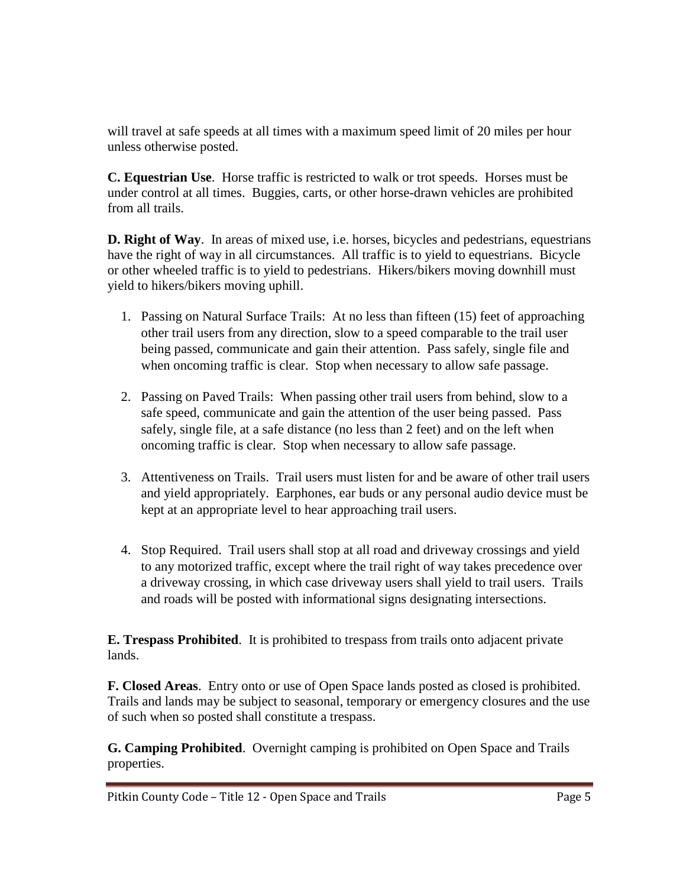will travel at safe speeds at all times with a maximum speed limit of 20 miles per hour unless otherwise posted.

**C. Equestrian Use**. Horse traffic is restricted to walk or trot speeds. Horses must be under control at all times. Buggies, carts, or other horse-drawn vehicles are prohibited from all trails.

**D. Right of Way**. In areas of mixed use, i.e. horses, bicycles and pedestrians, equestrians have the right of way in all circumstances. All traffic is to yield to equestrians. Bicycle or other wheeled traffic is to yield to pedestrians. Hikers/bikers moving downhill must yield to hikers/bikers moving uphill.

1. Passing on Natural Surface Trails: At no less than fifteen (15) feet of approaching other trail users from any direction, slow to a speed comparable to the trail user being passed, communicate and gain their attention. Pass safely, single file and when oncoming traffic is clear. Stop when necessary to allow safe passage.

2. Passing on Paved Trails: When passing other trail users from behind, slow to a safe speed, communicate and gain the attention of the user being passed. Pass safely, single file, at a safe distance (no less than 2 feet) and on the left when oncoming traffic is clear. Stop when necessary to allow safe passage.

3. Attentiveness on Trails. Trail users must listen for and be aware of other trail users and yield appropriately. Earphones, ear buds or any personal audio device must be kept at an appropriate level to hear approaching trail users.

4. Stop Required. Trail users shall stop at all road and driveway crossings and yield to any motorized traffic, except where the trail right of way takes precedence over a driveway crossing, in which case driveway users shall yield to trail users. Trails and roads will be posted with informational signs designating intersections.

**E. Trespass Prohibited**. It is prohibited to trespass from trails onto adjacent private lands.

**F. Closed Areas**. Entry onto or use of Open Space lands posted as closed is prohibited. Trails and lands may be subject to seasonal, temporary or emergency closures and the use of such when so posted shall constitute a trespass.

**G. Camping Prohibited**. Overnight camping is prohibited on Open Space and Trails properties.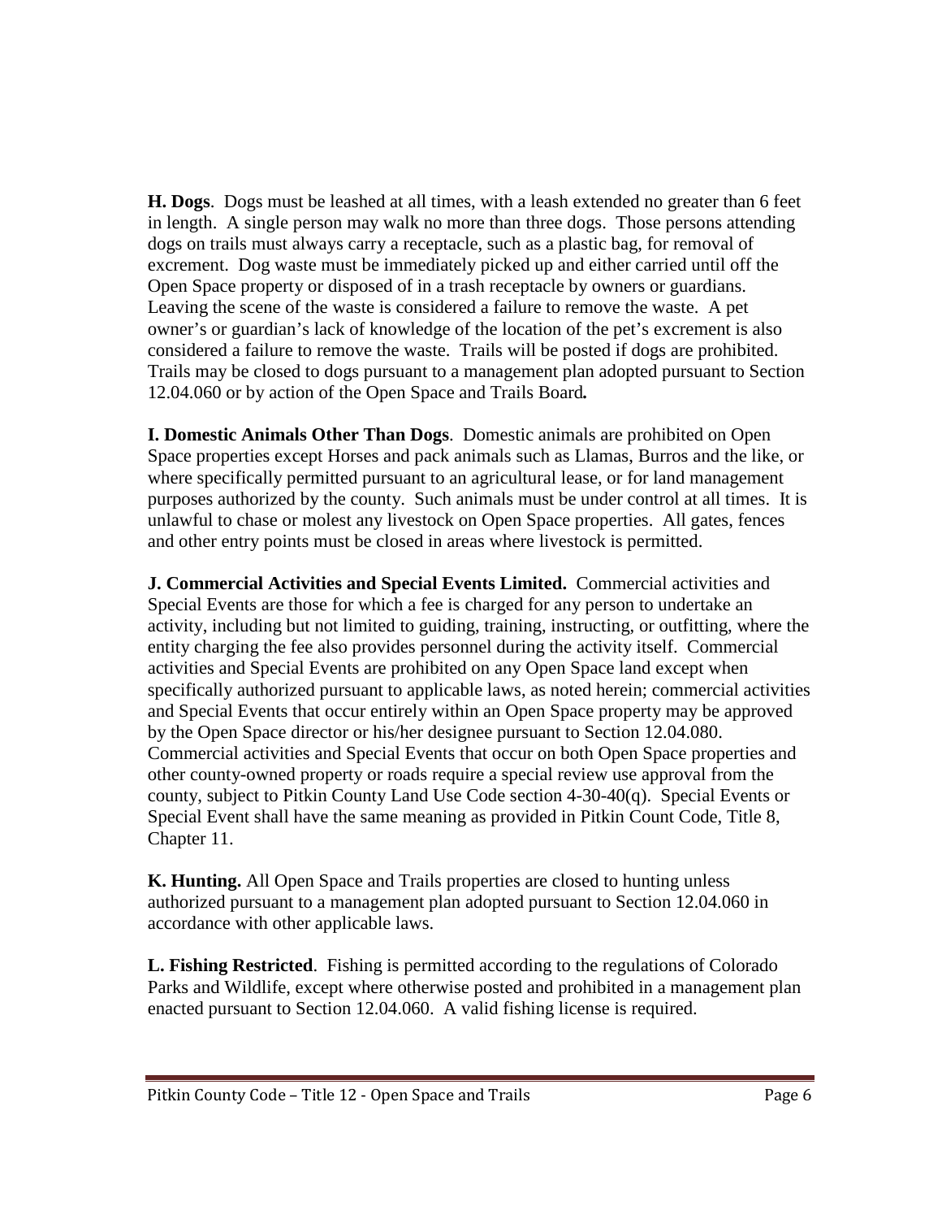**H. Dogs**. Dogs must be leashed at all times, with a leash extended no greater than 6 feet in length. A single person may walk no more than three dogs. Those persons attending dogs on trails must always carry a receptacle, such as a plastic bag, for removal of excrement. Dog waste must be immediately picked up and either carried until off the Open Space property or disposed of in a trash receptacle by owners or guardians. Leaving the scene of the waste is considered a failure to remove the waste. A pet owner's or guardian's lack of knowledge of the location of the pet's excrement is also considered a failure to remove the waste. Trails will be posted if dogs are prohibited. Trails may be closed to dogs pursuant to a management plan adopted pursuant to Section 12.04.060 or by action of the Open Space and Trails Board***.***

**I. Domestic Animals Other Than Dogs**. Domestic animals are prohibited on Open Space properties except Horses and pack animals such as Llamas, Burros and the like, or where specifically permitted pursuant to an agricultural lease, or for land management purposes authorized by the county. Such animals must be under control at all times. It is unlawful to chase or molest any livestock on Open Space properties. All gates, fences and other entry points must be closed in areas where livestock is permitted.

**J. Commercial Activities and Special Events Limited.** Commercial activities and Special Events are those for which a fee is charged for any person to undertake an activity, including but not limited to guiding, training, instructing, or outfitting, where the entity charging the fee also provides personnel during the activity itself. Commercial activities and Special Events are prohibited on any Open Space land except when specifically authorized pursuant to applicable laws, as noted herein; commercial activities and Special Events that occur entirely within an Open Space property may be approved by the Open Space director or his/her designee pursuant to Section 12.04.080. Commercial activities and Special Events that occur on both Open Space properties and other county-owned property or roads require a special review use approval from the county, subject to Pitkin County Land Use Code section 4-30-40(q). Special Events or Special Event shall have the same meaning as provided in Pitkin Count Code, Title 8, Chapter 11.

**K. Hunting.** All Open Space and Trails properties are closed to hunting unless authorized pursuant to a management plan adopted pursuant to Section 12.04.060 in accordance with other applicable laws.

**L. Fishing Restricted**. Fishing is permitted according to the regulations of Colorado Parks and Wildlife, except where otherwise posted and prohibited in a management plan enacted pursuant to Section 12.04.060. A valid fishing license is required.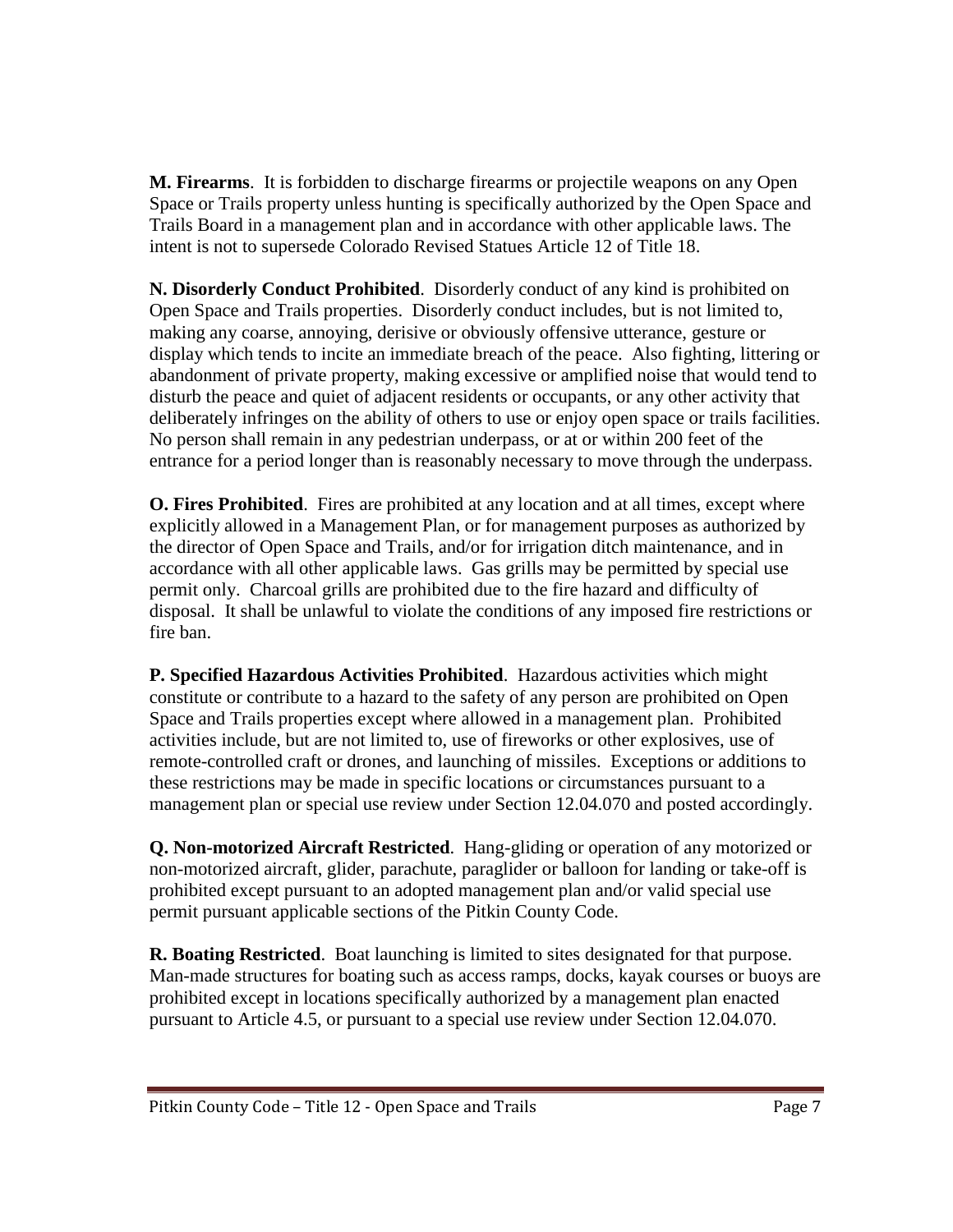**M. Firearms**. It is forbidden to discharge firearms or projectile weapons on any Open Space or Trails property unless hunting is specifically authorized by the Open Space and Trails Board in a management plan and in accordance with other applicable laws. The intent is not to supersede Colorado Revised Statues Article 12 of Title 18.

**N. Disorderly Conduct Prohibited**. Disorderly conduct of any kind is prohibited on Open Space and Trails properties. Disorderly conduct includes, but is not limited to, making any coarse, annoying, derisive or obviously offensive utterance, gesture or display which tends to incite an immediate breach of the peace. Also fighting, littering or abandonment of private property, making excessive or amplified noise that would tend to disturb the peace and quiet of adjacent residents or occupants, or any other activity that deliberately infringes on the ability of others to use or enjoy open space or trails facilities. No person shall remain in any pedestrian underpass, or at or within 200 feet of the entrance for a period longer than is reasonably necessary to move through the underpass.

**O. Fires Prohibited**. Fires are prohibited at any location and at all times, except where explicitly allowed in a Management Plan, or for management purposes as authorized by the director of Open Space and Trails, and/or for irrigation ditch maintenance, and in accordance with all other applicable laws. Gas grills may be permitted by special use permit only. Charcoal grills are prohibited due to the fire hazard and difficulty of disposal. It shall be unlawful to violate the conditions of any imposed fire restrictions or fire ban.

**P. Specified Hazardous Activities Prohibited**. Hazardous activities which might constitute or contribute to a hazard to the safety of any person are prohibited on Open Space and Trails properties except where allowed in a management plan. Prohibited activities include, but are not limited to, use of fireworks or other explosives, use of remote-controlled craft or drones, and launching of missiles. Exceptions or additions to these restrictions may be made in specific locations or circumstances pursuant to a management plan or special use review under Section 12.04.070 and posted accordingly.

**Q. Non-motorized Aircraft Restricted**. Hang-gliding or operation of any motorized or non-motorized aircraft, glider, parachute, paraglider or balloon for landing or take-off is prohibited except pursuant to an adopted management plan and/or valid special use permit pursuant applicable sections of the Pitkin County Code.

**R. Boating Restricted**. Boat launching is limited to sites designated for that purpose. Man-made structures for boating such as access ramps, docks, kayak courses or buoys are prohibited except in locations specifically authorized by a management plan enacted pursuant to Article 4.5, or pursuant to a special use review under Section 12.04.070.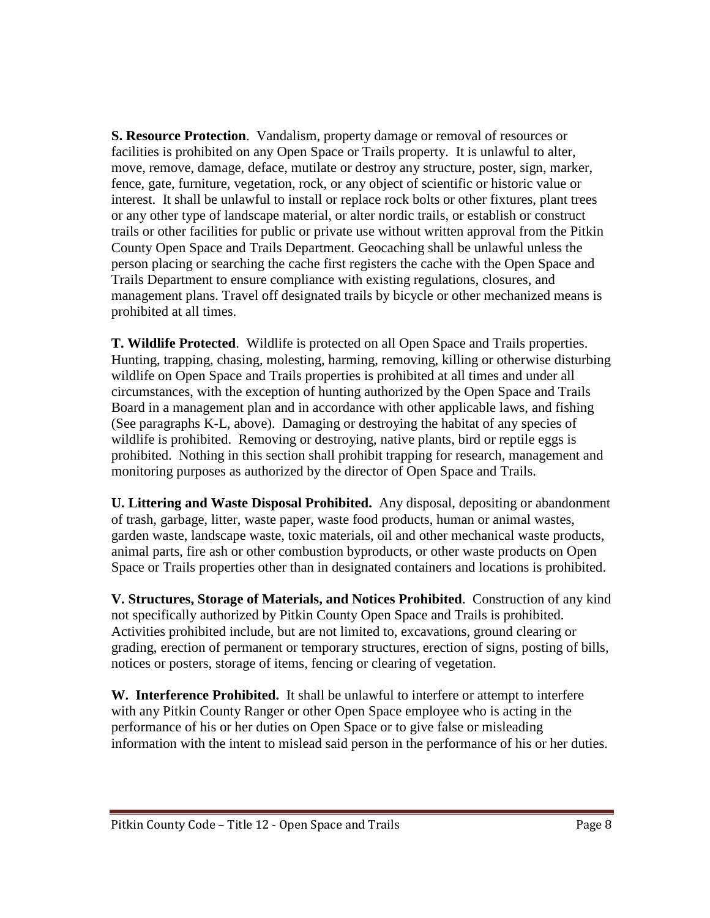**S. Resource Protection**. Vandalism, property damage or removal of resources or facilities is prohibited on any Open Space or Trails property. It is unlawful to alter, move, remove, damage, deface, mutilate or destroy any structure, poster, sign, marker, fence, gate, furniture, vegetation, rock, or any object of scientific or historic value or interest. It shall be unlawful to install or replace rock bolts or other fixtures, plant trees or any other type of landscape material, or alter nordic trails, or establish or construct trails or other facilities for public or private use without written approval from the Pitkin County Open Space and Trails Department. Geocaching shall be unlawful unless the person placing or searching the cache first registers the cache with the Open Space and Trails Department to ensure compliance with existing regulations, closures, and management plans. Travel off designated trails by bicycle or other mechanized means is prohibited at all times.

**T. Wildlife Protected**. Wildlife is protected on all Open Space and Trails properties. Hunting, trapping, chasing, molesting, harming, removing, killing or otherwise disturbing wildlife on Open Space and Trails properties is prohibited at all times and under all circumstances, with the exception of hunting authorized by the Open Space and Trails Board in a management plan and in accordance with other applicable laws, and fishing (See paragraphs K-L, above). Damaging or destroying the habitat of any species of wildlife is prohibited. Removing or destroying, native plants, bird or reptile eggs is prohibited. Nothing in this section shall prohibit trapping for research, management and monitoring purposes as authorized by the director of Open Space and Trails.

**U. Littering and Waste Disposal Prohibited.** Any disposal, depositing or abandonment of trash, garbage, litter, waste paper, waste food products, human or animal wastes, garden waste, landscape waste, toxic materials, oil and other mechanical waste products, animal parts, fire ash or other combustion byproducts, or other waste products on Open Space or Trails properties other than in designated containers and locations is prohibited.

**V. Structures, Storage of Materials, and Notices Prohibited**. Construction of any kind not specifically authorized by Pitkin County Open Space and Trails is prohibited. Activities prohibited include, but are not limited to, excavations, ground clearing or grading, erection of permanent or temporary structures, erection of signs, posting of bills, notices or posters, storage of items, fencing or clearing of vegetation.

**W. Interference Prohibited.** It shall be unlawful to interfere or attempt to interfere with any Pitkin County Ranger or other Open Space employee who is acting in the performance of his or her duties on Open Space or to give false or misleading information with the intent to mislead said person in the performance of his or her duties.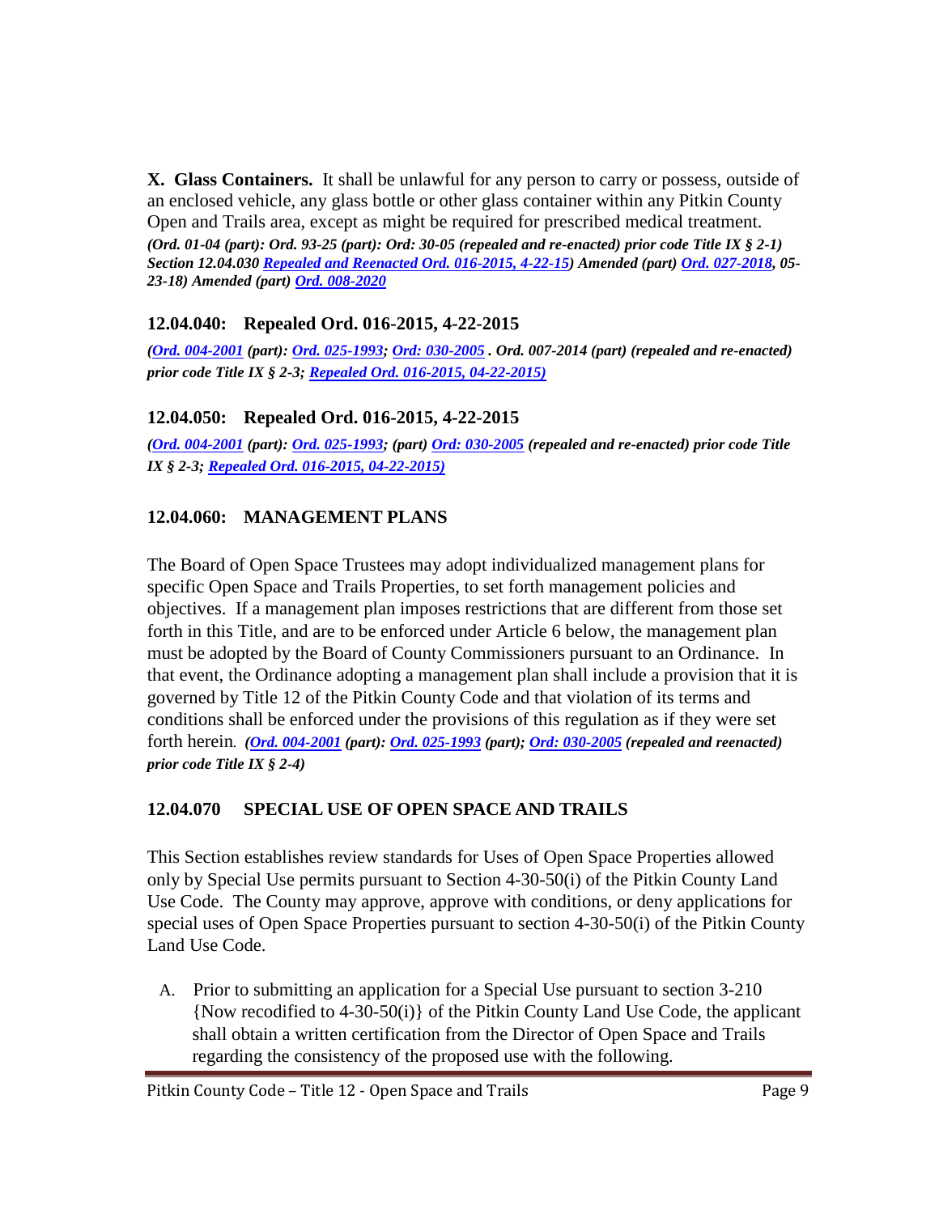**X. Glass Containers.** It shall be unlawful for any person to carry or possess, outside of an enclosed vehicle, any glass bottle or other glass container within any Pitkin County Open and Trails area, except as might be required for prescribed medical treatment. ***(Ord. 01-04 (part): Ord. 93-25 (part): Ord: 30-05 (repealed and re-enacted) prior code Title IX § 2-1) Section 12.04.030 Repealed and Reenacted Ord. 016-2015, 4-22-15) Amended (part) Ord. 027-2018, 05-23-18) Amended (part) Ord. 008-2020***

### 12.04.040: Repealed Ord. 016-2015, 4-22-2015

***(Ord. 004-2001 (part): Ord. 025-1993; Ord: 030-2005 . Ord. 007-2014 (part) (repealed and re-enacted) prior code Title IX § 2-3; Repealed Ord. 016-2015, 04-22-2015)***

### 12.04.050: Repealed Ord. 016-2015, 4-22-2015

***(Ord. 004-2001 (part): Ord. 025-1993; (part) Ord: 030-2005 (repealed and re-enacted) prior code Title IX § 2-3; Repealed Ord. 016-2015, 04-22-2015)***

### 12.04.060: MANAGEMENT PLANS

The Board of Open Space Trustees may adopt individualized management plans for specific Open Space and Trails Properties, to set forth management policies and objectives. If a management plan imposes restrictions that are different from those set forth in this Title, and are to be enforced under Article 6 below, the management plan must be adopted by the Board of County Commissioners pursuant to an Ordinance. In that event, the Ordinance adopting a management plan shall include a provision that it is governed by Title 12 of the Pitkin County Code and that violation of its terms and conditions shall be enforced under the provisions of this regulation as if they were set forth herein. ***(Ord. 004-2001 (part): Ord. 025-1993 (part); Ord: 030-2005 (repealed and reenacted) prior code Title IX § 2-4)***

### 12.04.070 SPECIAL USE OF OPEN SPACE AND TRAILS

This Section establishes review standards for Uses of Open Space Properties allowed only by Special Use permits pursuant to Section 4-30-50(i) of the Pitkin County Land Use Code. The County may approve, approve with conditions, or deny applications for special uses of Open Space Properties pursuant to section 4-30-50(i) of the Pitkin County Land Use Code.

A. Prior to submitting an application for a Special Use pursuant to section 3-210 {Now recodified to 4-30-50(i)} of the Pitkin County Land Use Code, the applicant shall obtain a written certification from the Director of Open Space and Trails regarding the consistency of the proposed use with the following.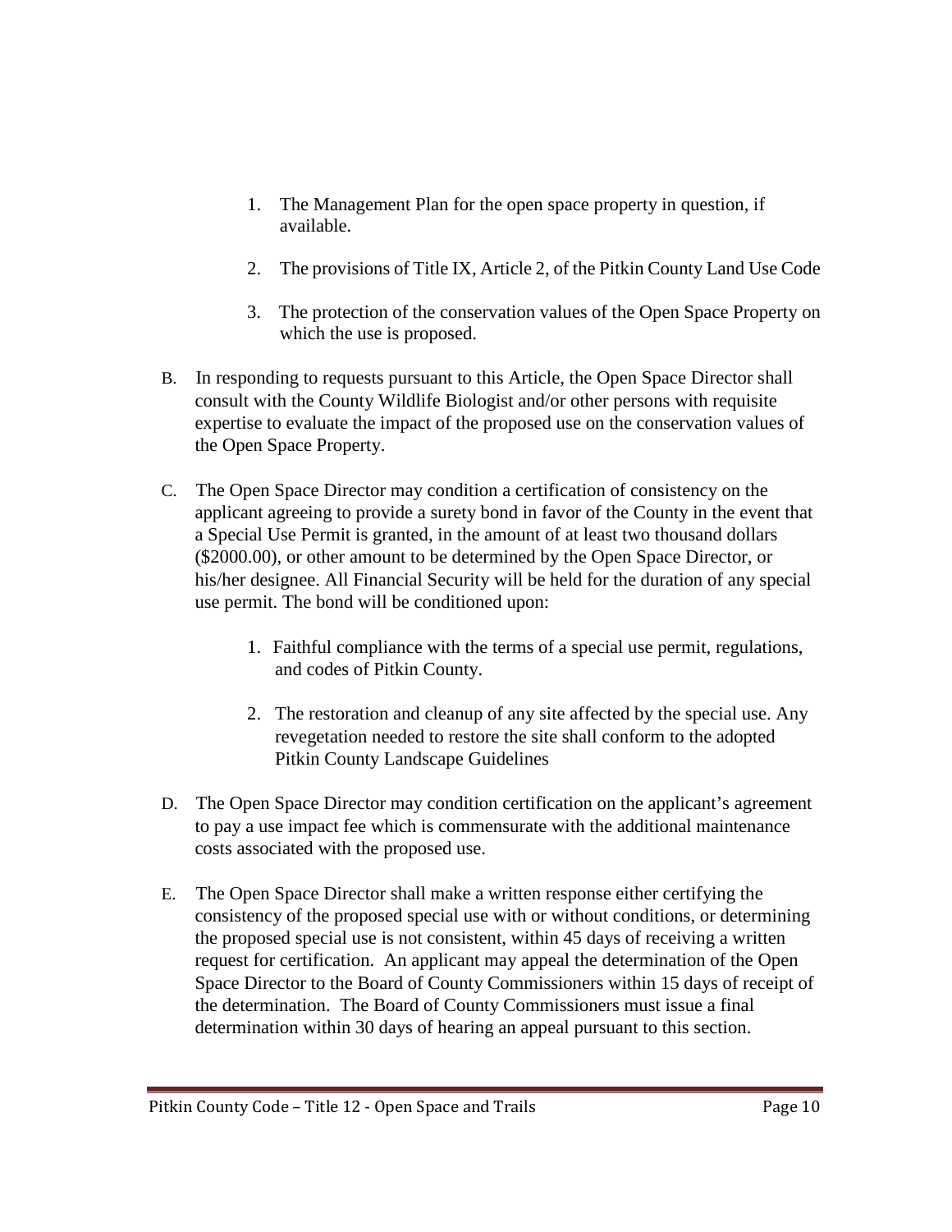1. The Management Plan for the open space property in question, if available.

2. The provisions of Title IX, Article 2, of the Pitkin County Land Use Code

3. The protection of the conservation values of the Open Space Property on which the use is proposed.

B. In responding to requests pursuant to this Article, the Open Space Director shall consult with the County Wildlife Biologist and/or other persons with requisite expertise to evaluate the impact of the proposed use on the conservation values of the Open Space Property.

C. The Open Space Director may condition a certification of consistency on the applicant agreeing to provide a surety bond in favor of the County in the event that a Special Use Permit is granted, in the amount of at least two thousand dollars ($2000.00), or other amount to be determined by the Open Space Director, or his/her designee. All Financial Security will be held for the duration of any special use permit. The bond will be conditioned upon:

   1. Faithful compliance with the terms of a special use permit, regulations, and codes of Pitkin County.

   2. The restoration and cleanup of any site affected by the special use. Any revegetation needed to restore the site shall conform to the adopted Pitkin County Landscape Guidelines

D. The Open Space Director may condition certification on the applicant's agreement to pay a use impact fee which is commensurate with the additional maintenance costs associated with the proposed use.

E. The Open Space Director shall make a written response either certifying the consistency of the proposed special use with or without conditions, or determining the proposed special use is not consistent, within 45 days of receiving a written request for certification. An applicant may appeal the determination of the Open Space Director to the Board of County Commissioners within 15 days of receipt of the determination. The Board of County Commissioners must issue a final determination within 30 days of hearing an appeal pursuant to this section.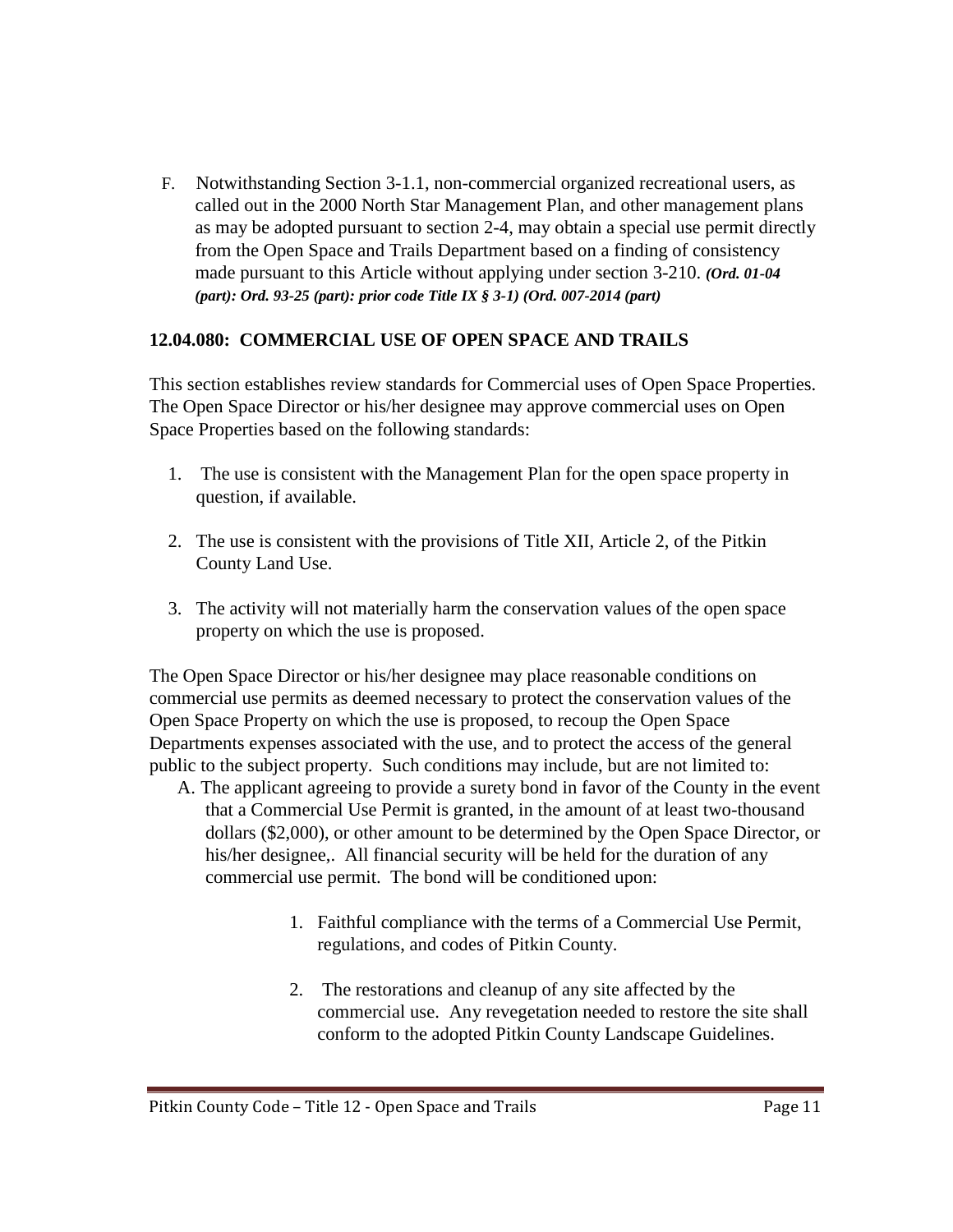F. Notwithstanding Section 3-1.1, non-commercial organized recreational users, as called out in the 2000 North Star Management Plan, and other management plans as may be adopted pursuant to section 2-4, may obtain a special use permit directly from the Open Space and Trails Department based on a finding of consistency made pursuant to this Article without applying under section 3-210. ***(Ord. 01-04 (part): Ord. 93-25 (part): prior code Title IX § 3-1) (Ord. 007-2014 (part)***

### 12.04.080: COMMERCIAL USE OF OPEN SPACE AND TRAILS

This section establishes review standards for Commercial uses of Open Space Properties. The Open Space Director or his/her designee may approve commercial uses on Open Space Properties based on the following standards:

1. The use is consistent with the Management Plan for the open space property in question, if available.

2. The use is consistent with the provisions of Title XII, Article 2, of the Pitkin County Land Use.

3. The activity will not materially harm the conservation values of the open space property on which the use is proposed.

The Open Space Director or his/her designee may place reasonable conditions on commercial use permits as deemed necessary to protect the conservation values of the Open Space Property on which the use is proposed, to recoup the Open Space Departments expenses associated with the use, and to protect the access of the general public to the subject property. Such conditions may include, but are not limited to:

A. The applicant agreeing to provide a surety bond in favor of the County in the event that a Commercial Use Permit is granted, in the amount of at least two-thousand dollars ($2,000), or other amount to be determined by the Open Space Director, or his/her designee,. All financial security will be held for the duration of any commercial use permit. The bond will be conditioned upon:

    1. Faithful compliance with the terms of a Commercial Use Permit, regulations, and codes of Pitkin County.

    2. The restorations and cleanup of any site affected by the commercial use. Any revegetation needed to restore the site shall conform to the adopted Pitkin County Landscape Guidelines.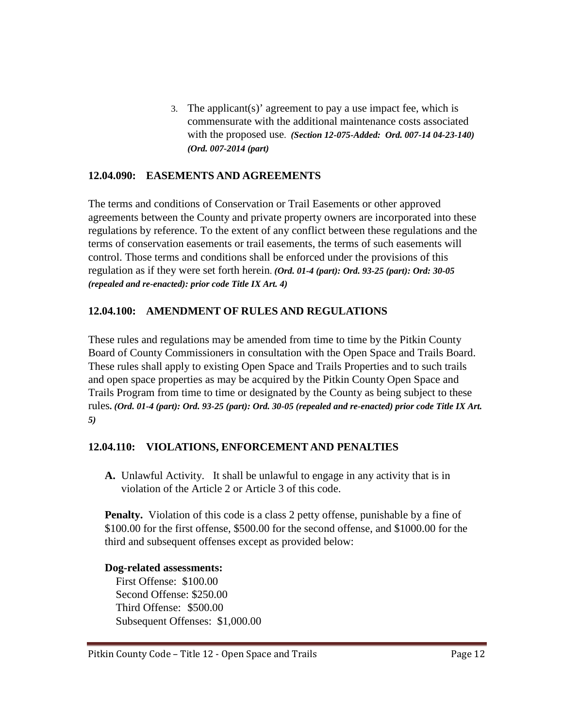3. The applicant(s)' agreement to pay a use impact fee, which is commensurate with the additional maintenance costs associated with the proposed use. ***(Section 12-075-Added: Ord. 007-14 04-23-140) (Ord. 007-2014 (part)***

### 12.04.090: EASEMENTS AND AGREEMENTS

The terms and conditions of Conservation or Trail Easements or other approved agreements between the County and private property owners are incorporated into these regulations by reference. To the extent of any conflict between these regulations and the terms of conservation easements or trail easements, the terms of such easements will control. Those terms and conditions shall be enforced under the provisions of this regulation as if they were set forth herein. ***(Ord. 01-4 (part): Ord. 93-25 (part): Ord: 30-05 (repealed and re-enacted): prior code Title IX Art. 4)***

### 12.04.100: AMENDMENT OF RULES AND REGULATIONS

These rules and regulations may be amended from time to time by the Pitkin County Board of County Commissioners in consultation with the Open Space and Trails Board. These rules shall apply to existing Open Space and Trails Properties and to such trails and open space properties as may be acquired by the Pitkin County Open Space and Trails Program from time to time or designated by the County as being subject to these rules. ***(Ord. 01-4 (part): Ord. 93-25 (part): Ord. 30-05 (repealed and re-enacted) prior code Title IX Art. 5)***

### 12.04.110: VIOLATIONS, ENFORCEMENT AND PENALTIES

**A.** Unlawful Activity. It shall be unlawful to engage in any activity that is in violation of the Article 2 or Article 3 of this code.

**Penalty.** Violation of this code is a class 2 petty offense, punishable by a fine of $100.00 for the first offense, $500.00 for the second offense, and $1000.00 for the third and subsequent offenses except as provided below:

**Dog-related assessments:**
First Offense: $100.00
Second Offense: $250.00
Third Offense: $500.00
Subsequent Offenses: $1,000.00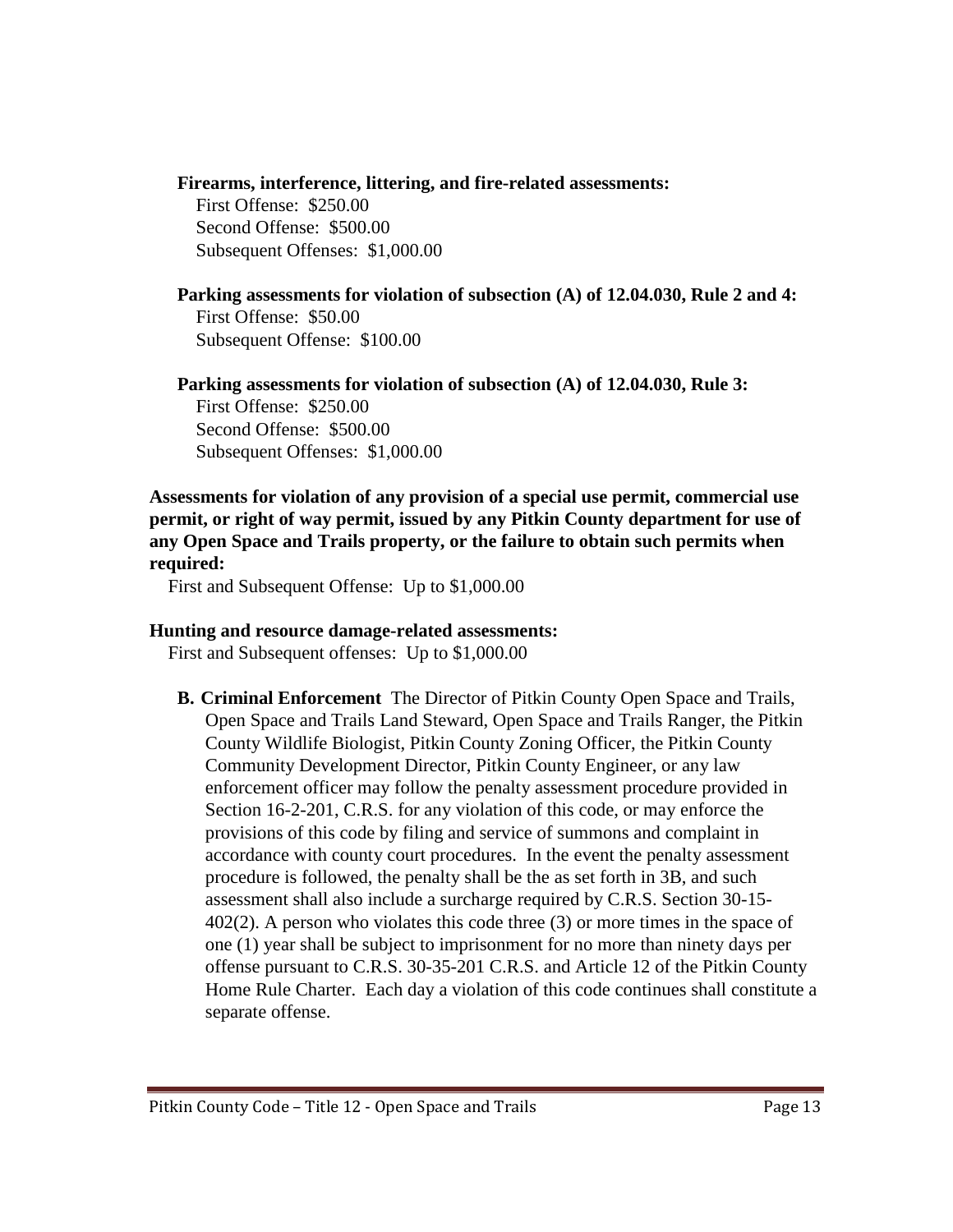**Firearms, interference, littering, and fire-related assessments:**

First Offense: $250.00
Second Offense: $500.00
Subsequent Offenses: $1,000.00

**Parking assessments for violation of subsection (A) of 12.04.030, Rule 2 and 4:**

First Offense: $50.00
Subsequent Offense: $100.00

**Parking assessments for violation of subsection (A) of 12.04.030, Rule 3:**

First Offense: $250.00
Second Offense: $500.00
Subsequent Offenses: $1,000.00

**Assessments for violation of any provision of a special use permit, commercial use permit, or right of way permit, issued by any Pitkin County department for use of any Open Space and Trails property, or the failure to obtain such permits when required:**

First and Subsequent Offense: Up to $1,000.00

**Hunting and resource damage-related assessments:**

First and Subsequent offenses: Up to $1,000.00

**B. Criminal Enforcement** The Director of Pitkin County Open Space and Trails, Open Space and Trails Land Steward, Open Space and Trails Ranger, the Pitkin County Wildlife Biologist, Pitkin County Zoning Officer, the Pitkin County Community Development Director, Pitkin County Engineer, or any law enforcement officer may follow the penalty assessment procedure provided in Section 16-2-201, C.R.S. for any violation of this code, or may enforce the provisions of this code by filing and service of summons and complaint in accordance with county court procedures. In the event the penalty assessment procedure is followed, the penalty shall be the as set forth in 3B, and such assessment shall also include a surcharge required by C.R.S. Section 30-15-402(2). A person who violates this code three (3) or more times in the space of one (1) year shall be subject to imprisonment for no more than ninety days per offense pursuant to C.R.S. 30-35-201 C.R.S. and Article 12 of the Pitkin County Home Rule Charter. Each day a violation of this code continues shall constitute a separate offense.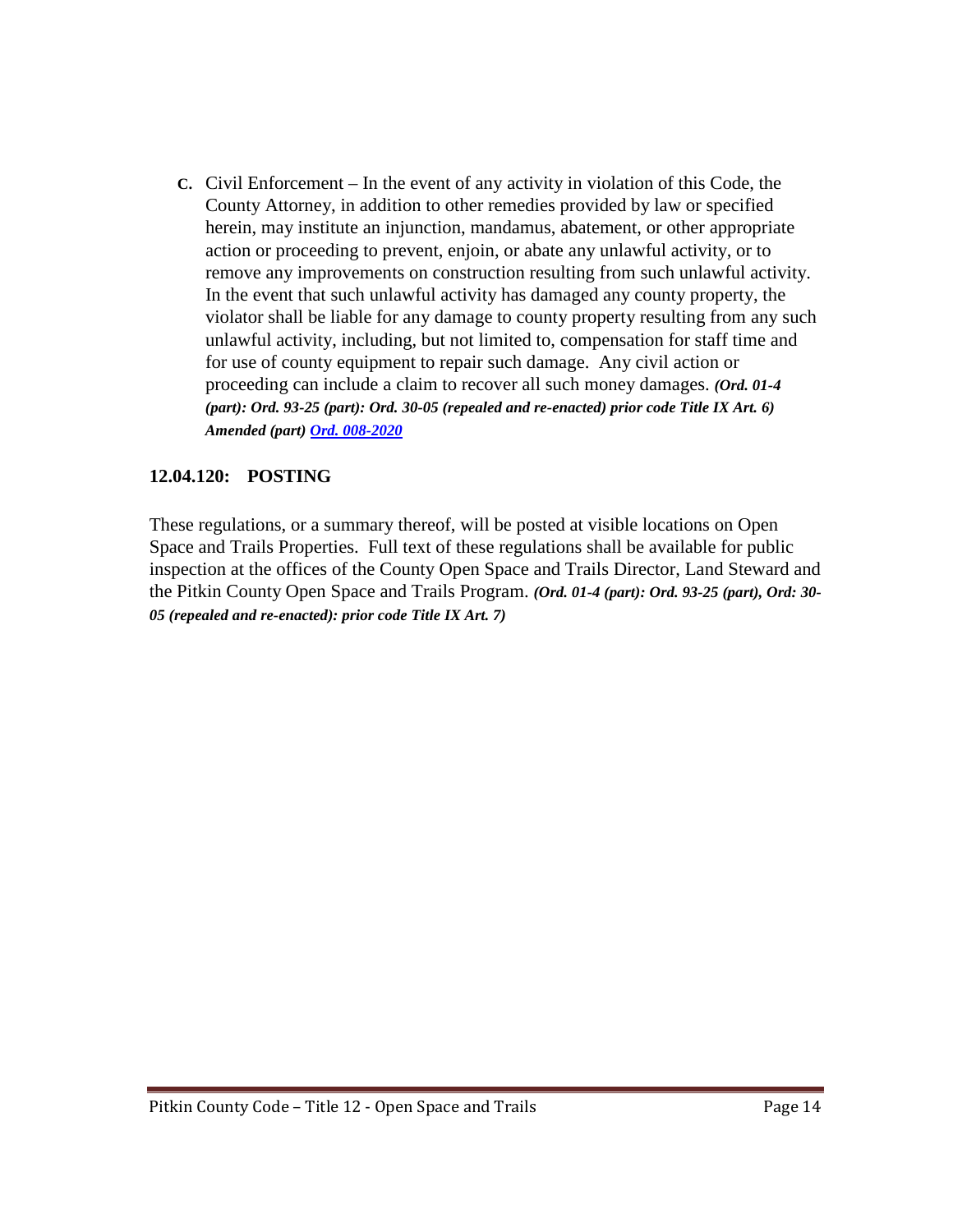C. Civil Enforcement – In the event of any activity in violation of this Code, the County Attorney, in addition to other remedies provided by law or specified herein, may institute an injunction, mandamus, abatement, or other appropriate action or proceeding to prevent, enjoin, or abate any unlawful activity, or to remove any improvements on construction resulting from such unlawful activity. In the event that such unlawful activity has damaged any county property, the violator shall be liable for any damage to county property resulting from any such unlawful activity, including, but not limited to, compensation for staff time and for use of county equipment to repair such damage. Any civil action or proceeding can include a claim to recover all such money damages. ***(Ord. 01-4 (part): Ord. 93-25 (part): Ord. 30-05 (repealed and re-enacted) prior code Title IX Art. 6) Amended (part) Ord. 008-2020***

## 12.04.120: POSTING

These regulations, or a summary thereof, will be posted at visible locations on Open Space and Trails Properties. Full text of these regulations shall be available for public inspection at the offices of the County Open Space and Trails Director, Land Steward and the Pitkin County Open Space and Trails Program. ***(Ord. 01-4 (part): Ord. 93-25 (part), Ord: 30-05 (repealed and re-enacted): prior code Title IX Art. 7)***